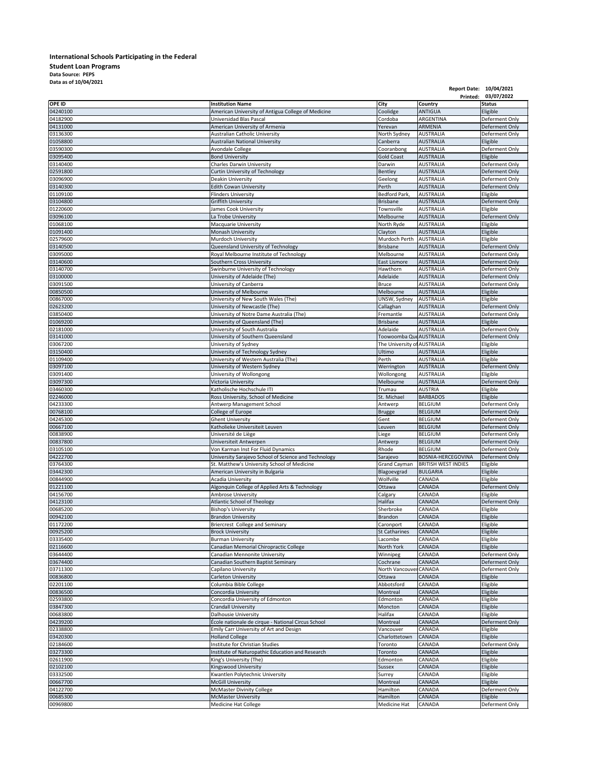**International Schools Participating in the Federal**

**Student Loan Programs**

**Data Source: PEPS**

**Data as of 10/04/2021**

**Report Date: 10/04/2021**

**Printed: 03/07/2022**

| OPE ID | Institution Name | City | Country | Status |
|---|---|---|---|---|
| 04240100 | American University of Antigua College of Medicine | Coolidge | ANTIGUA | Eligible |
| 04182900 | Universidad Blas Pascal | Cordoba | ARGENTINA | Deferment Only |
| 04131000 | American University of Armenia | Yerevan | ARMENIA | Deferment Only |
| 03136300 | Australian Catholic University | North Sydney | AUSTRALIA | Deferment Only |
| 01058800 | Australian National University | Canberra | AUSTRALIA | Eligible |
| 03590300 | Avondale College | Cooranbong | AUSTRALIA | Deferment Only |
| 03095400 | Bond University | Gold Coast | AUSTRALIA | Eligible |
| 03140400 | Charles Darwin University | Darwin | AUSTRALIA | Deferment Only |
| 02591800 | Curtin University of Technology | Bentley | AUSTRALIA | Deferment Only |
| 03096900 | Deakin University | Geelong | AUSTRALIA | Deferment Only |
| 03140300 | Edith Cowan University | Perth | AUSTRALIA | Deferment Only |
| 01109100 | Flinders University | Bedford Park, | AUSTRALIA | Eligible |
| 03104800 | Griffith University | Brisbane | AUSTRALIA | Deferment Only |
| 01220600 | James Cook University | Townsville | AUSTRALIA | Eligible |
| 03096100 | La Trobe University | Melbourne | AUSTRALIA | Deferment Only |
| 01068100 | Macquarie University | North Ryde | AUSTRALIA | Eligible |
| 01091400 | Monash University | Clayton | AUSTRALIA | Eligible |
| 02579600 | Murdoch University | Murdoch Perth | AUSTRALIA | Eligible |
| 03140500 | Queensland University of Technology | Brisbane | AUSTRALIA | Deferment Only |
| 03095000 | Royal Melbourne Institute of Technology | Melbourne | AUSTRALIA | Deferment Only |
| 03140600 | Southern Cross University | East Lismore | AUSTRALIA | Deferment Only |
| 03140700 | Swinburne University of Technology | Hawthorn | AUSTRALIA | Deferment Only |
| 03100000 | University of Adelaide (The) | Adelaide | AUSTRALIA | Deferment Only |
| 03091500 | University of Canberra | Bruce | AUSTRALIA | Deferment Only |
| 00850500 | University of Melbourne | Melbourne | AUSTRALIA | Eligible |
| 00867000 | University of New South Wales (The) | UNSW, Sydney | AUSTRALIA | Eligible |
| 02623200 | University of Newcastle (The) | Callaghan | AUSTRALIA | Deferment Only |
| 03850400 | University of Notre Dame Australia (The) | Fremantle | AUSTRALIA | Deferment Only |
| 01069200 | University of Queensland (The) | Brisbane | AUSTRALIA | Eligible |
| 02181000 | University of South Australia | Adelaide | AUSTRALIA | Deferment Only |
| 03141000 | University of Southern Queensland | Toowoomba Que | AUSTRALIA | Deferment Only |
| 03067200 | University of Sydney | The University of | AUSTRALIA | Eligible |
| 03150400 | University of Technology Sydney | Ultimo | AUSTRALIA | Eligible |
| 01109400 | University of Western Australia (The) | Perth | AUSTRALIA | Eligible |
| 03097100 | University of Western Sydney | Werrington | AUSTRALIA | Deferment Only |
| 03091400 | University of Wollongong | Wollongong | AUSTRALIA | Eligible |
| 03097300 | Victoria University | Melbourne | AUSTRALIA | Deferment Only |
| 03460300 | Katholische Hochschule ITI | Trumau | AUSTRIA | Eligible |
| 02246000 | Ross University, School of Medicine | St. Michael | BARBADOS | Eligible |
| 04233300 | Antwerp Management School | Antwerp | BELGIUM | Deferment Only |
| 00768100 | College of Europe | Brugge | BELGIUM | Deferment Only |
| 04245300 | Ghent University | Gent | BELGIUM | Deferment Only |
| 00667100 | Katholieke Universiteit Leuven | Leuven | BELGIUM | Deferment Only |
| 00838900 | Université de Liège | Liege | BELGIUM | Deferment Only |
| 00837800 | Universiteit Antwerpen | Antwerp | BELGIUM | Deferment Only |
| 03105100 | Von Karman Inst For Fluid Dynamics | Rhode | BELGIUM | Deferment Only |
| 04222700 | University Sarajevo School of Science and Technology | Sarajevo | BOSNIA-HERCEGOVINA | Deferment Only |
| 03764300 | St. Matthew's University School of Medicine | Grand Cayman | BRITISH WEST INDIES | Eligible |
| 03442300 | American University in Bulgaria | Blagoevgrad | BULGARIA | Eligible |
| 00844900 | Acadia University | Wolfville | CANADA | Eligible |
| 01221100 | Algonquin College of Applied Arts & Technology | Ottawa | CANADA | Deferment Only |
| 04156700 | Ambrose University | Calgary | CANADA | Eligible |
| 04123100 | Atlantic School of Theology | Halifax | CANADA | Deferment Only |
| 00685200 | Bishop's University | Sherbroke | CANADA | Eligible |
| 00942100 | Brandon University | Brandon | CANADA | Eligible |
| 01172200 | Briercrest College and Seminary | Caronport | CANADA | Eligible |
| 00925200 | Brock University | St Catharines | CANADA | Eligible |
| 03335400 | Burman University | Lacombe | CANADA | Eligible |
| 02116600 | Canadian Memorial Chiropractic College | North York | CANADA | Eligible |
| 03644400 | Canadian Mennonite University | Winnipeg | CANADA | Deferment Only |
| 03674400 | Canadian Southern Baptist Seminary | Cochrane | CANADA | Deferment Only |
| 03711300 | Capilano University | North Vancouver | CANADA | Deferment Only |
| 00836800 | Carleton University | Ottawa | CANADA | Eligible |
| 02201100 | Columbia Bible College | Abbotsford | CANADA | Eligible |
| 00836500 | Concordia University | Montreal | CANADA | Eligible |
| 02593800 | Concordia University of Edmonton | Edmonton | CANADA | Eligible |
| 03847300 | Crandall University | Moncton | CANADA | Eligible |
| 00683800 | Dalhousie University | Halifax | CANADA | Eligible |
| 04239200 | École nationale de cirque - National Circus School | Montreal | CANADA | Deferment Only |
| 02338800 | Emily Carr University of Art and Design | Vancouver | CANADA | Eligible |
| 03420300 | Holland College | Charlottetown | CANADA | Eligible |
| 02184600 | Institute for Christian Studies | Toronto | CANADA | Deferment Only |
| 03273300 | Institute of Naturopathic Education and Research | Toronto | CANADA | Eligible |
| 02611900 | King's University (The) | Edmonton | CANADA | Eligible |
| 02102100 | Kingswood University | Sussex | CANADA | Eligible |
| 03332500 | Kwantlen Polytechnic University | Surrey | CANADA | Eligible |
| 00667700 | McGill University | Montreal | CANADA | Eligible |
| 04122700 | McMaster Divinity College | Hamilton | CANADA | Deferment Only |
| 00685300 | McMaster University | Hamilton | CANADA | Eligible |
| 00969800 | Medicine Hat College | Medicine Hat | CANADA | Deferment Only |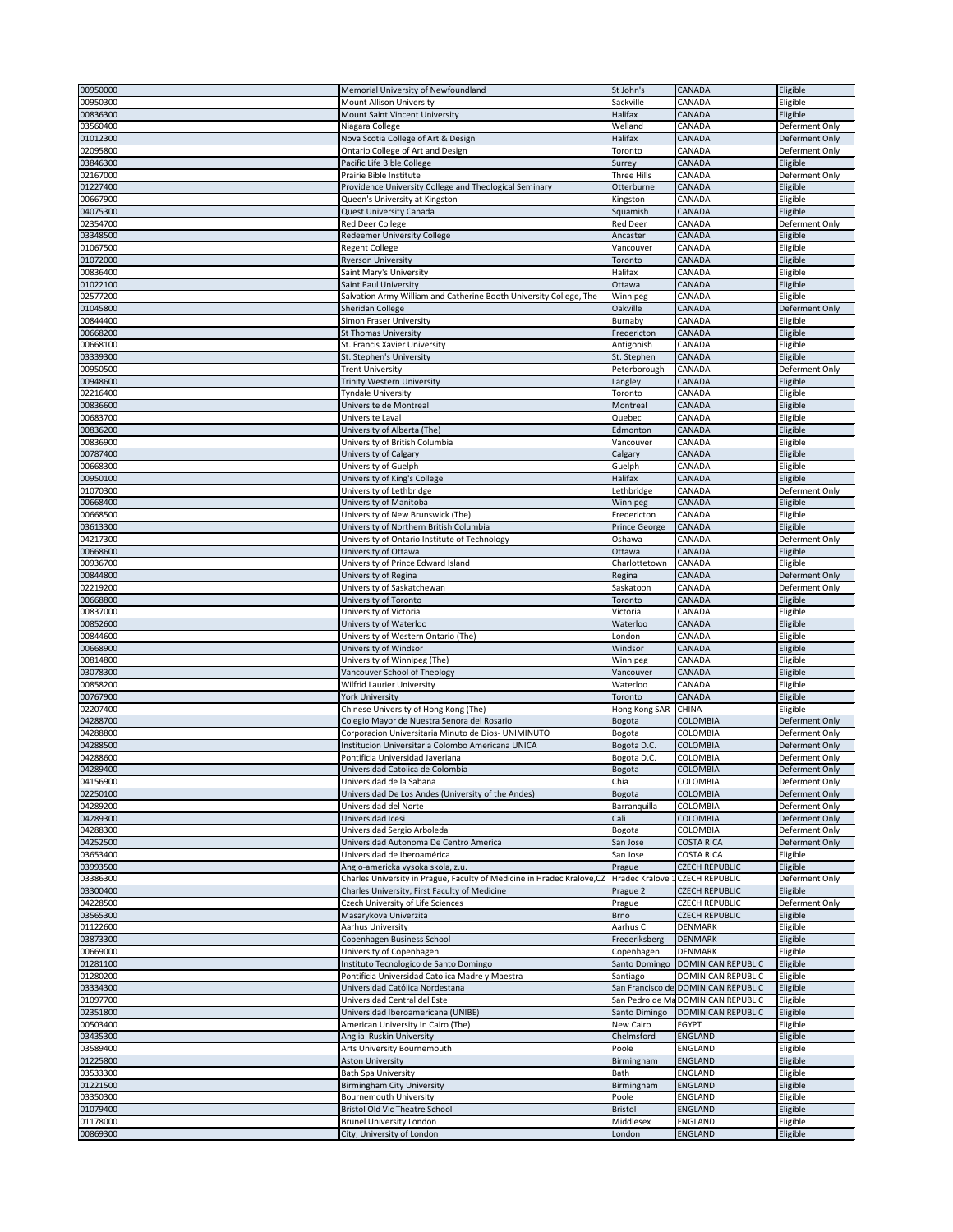| | | | | |
|---|---|---|---|---|
| 00950000 | Memorial University of Newfoundland | St John's | CANADA | Eligible |
| 00950300 | Mount Allison University | Sackville | CANADA | Eligible |
| 00836300 | Mount Saint Vincent University | Halifax | CANADA | Eligible |
| 03560400 | Niagara College | Welland | CANADA | Deferment Only |
| 01012300 | Nova Scotia College of Art & Design | Halifax | CANADA | Deferment Only |
| 02095800 | Ontario College of Art and Design | Toronto | CANADA | Deferment Only |
| 03846300 | Pacific Life Bible College | Surrey | CANADA | Eligible |
| 02167000 | Prairie Bible Institute | Three Hills | CANADA | Deferment Only |
| 01227400 | Providence University College and Theological Seminary | Otterburne | CANADA | Eligible |
| 00667900 | Queen's University at Kingston | Kingston | CANADA | Eligible |
| 04075300 | Quest University Canada | Squamish | CANADA | Eligible |
| 02354700 | Red Deer College | Red Deer | CANADA | Deferment Only |
| 03348500 | Redeemer University College | Ancaster | CANADA | Eligible |
| 01067500 | Regent College | Vancouver | CANADA | Eligible |
| 01072000 | Ryerson University | Toronto | CANADA | Eligible |
| 00836400 | Saint Mary's University | Halifax | CANADA | Eligible |
| 01022100 | Saint Paul University | Ottawa | CANADA | Eligible |
| 02577200 | Salvation Army William and Catherine Booth University College, The | Winnipeg | CANADA | Eligible |
| 01045800 | Sheridan College | Oakville | CANADA | Deferment Only |
| 00844400 | Simon Fraser University | Burnaby | CANADA | Eligible |
| 00668200 | St Thomas University | Fredericton | CANADA | Eligible |
| 00668100 | St. Francis Xavier University | Antigonish | CANADA | Eligible |
| 03339300 | St. Stephen's University | St. Stephen | CANADA | Eligible |
| 00950500 | Trent University | Peterborough | CANADA | Deferment Only |
| 00948600 | Trinity Western University | Langley | CANADA | Eligible |
| 02216400 | Tyndale University | Toronto | CANADA | Eligible |
| 00836600 | Universite de Montreal | Montreal | CANADA | Eligible |
| 00683700 | Universite Laval | Quebec | CANADA | Eligible |
| 00836200 | University of Alberta (The) | Edmonton | CANADA | Eligible |
| 00836900 | University of British Columbia | Vancouver | CANADA | Eligible |
| 00787400 | University of Calgary | Calgary | CANADA | Eligible |
| 00668300 | University of Guelph | Guelph | CANADA | Eligible |
| 00950100 | University of King's College | Halifax | CANADA | Eligible |
| 01070300 | University of Lethbridge | Lethbridge | CANADA | Deferment Only |
| 00668400 | University of Manitoba | Winnipeg | CANADA | Eligible |
| 00668500 | University of New Brunswick (The) | Fredericton | CANADA | Eligible |
| 03613300 | University of Northern British Columbia | Prince George | CANADA | Eligible |
| 04217300 | University of Ontario Institute of Technology | Oshawa | CANADA | Deferment Only |
| 00668600 | University of Ottawa | Ottawa | CANADA | Eligible |
| 00936700 | University of Prince Edward Island | Charlottetown | CANADA | Eligible |
| 00844800 | University of Regina | Regina | CANADA | Deferment Only |
| 02219200 | University of Saskatchewan | Saskatoon | CANADA | Deferment Only |
| 00668800 | University of Toronto | Toronto | CANADA | Eligible |
| 00837000 | University of Victoria | Victoria | CANADA | Eligible |
| 00852600 | University of Waterloo | Waterloo | CANADA | Eligible |
| 00844600 | University of Western Ontario (The) | London | CANADA | Eligible |
| 00668900 | University of Windsor | Windsor | CANADA | Eligible |
| 00814800 | University of Winnipeg (The) | Winnipeg | CANADA | Eligible |
| 03078300 | Vancouver School of Theology | Vancouver | CANADA | Eligible |
| 00858200 | Wilfrid Laurier University | Waterloo | CANADA | Eligible |
| 00767900 | York University | Toronto | CANADA | Eligible |
| 02207400 | Chinese University of Hong Kong (The) | Hong Kong SAR | CHINA | Eligible |
| 04288700 | Colegio Mayor de Nuestra Senora del Rosario | Bogota | COLOMBIA | Deferment Only |
| 04288800 | Corporacion Universitaria Minuto de Dios- UNIMINUTO | Bogota | COLOMBIA | Deferment Only |
| 04288500 | Institucion Universitaria Colombo Americana UNICA | Bogota D.C. | COLOMBIA | Deferment Only |
| 04288600 | Pontificia Universidad Javeriana | Bogota D.C. | COLOMBIA | Deferment Only |
| 04289400 | Universidad Catolica de Colombia | Bogota | COLOMBIA | Deferment Only |
| 04156900 | Universidad de la Sabana | Chia | COLOMBIA | Deferment Only |
| 02250100 | Universidad De Los Andes (University of the Andes) | Bogota | COLOMBIA | Deferment Only |
| 04289200 | Universidad del Norte | Barranquilla | COLOMBIA | Deferment Only |
| 04289300 | Universidad Icesi | Cali | COLOMBIA | Deferment Only |
| 04288300 | Universidad Sergio Arboleda | Bogota | COLOMBIA | Deferment Only |
| 04252500 | Universidad Autonoma De Centro America | San Jose | COSTA RICA | Deferment Only |
| 03653400 | Universidad de Iberoamérica | San Jose | COSTA RICA | Eligible |
| 03993500 | Anglo-americka vysoka skola, z.u. | Prague | CZECH REPUBLIC | Eligible |
| 03386300 | Charles University in Prague, Faculty of Medicine in Hradec Kralove,CZ | Hradec Kralove 1 | CZECH REPUBLIC | Deferment Only |
| 03300400 | Charles University, First Faculty of Medicine | Prague 2 | CZECH REPUBLIC | Eligible |
| 04228500 | Czech University of Life Sciences | Prague | CZECH REPUBLIC | Deferment Only |
| 03565300 | Masarykova Univerzita | Brno | CZECH REPUBLIC | Eligible |
| 01122600 | Aarhus University | Aarhus C | DENMARK | Eligible |
| 03873300 | Copenhagen Business School | Frederiksberg | DENMARK | Eligible |
| 00669000 | University of Copenhagen | Copenhagen | DENMARK | Eligible |
| 01281100 | Instituto Tecnologico de Santo Domingo | Santo Domingo | DOMINICAN REPUBLIC | Eligible |
| 01280200 | Pontificia Universidad Catolica Madre y Maestra | Santiago | DOMINICAN REPUBLIC | Eligible |
| 03334300 | Universidad Católica Nordestana | San Francisco de | DOMINICAN REPUBLIC | Eligible |
| 01097700 | Universidad Central del Este | San Pedro de Ma | DOMINICAN REPUBLIC | Eligible |
| 02351800 | Universidad Iberoamericana (UNIBE) | Santo Dimingo | DOMINICAN REPUBLIC | Eligible |
| 00503400 | American University In Cairo (The) | New Cairo | EGYPT | Eligible |
| 03435300 | Anglia Ruskin University | Chelmsford | ENGLAND | Eligible |
| 03589400 | Arts University Bournemouth | Poole | ENGLAND | Eligible |
| 01225800 | Aston University | Birmingham | ENGLAND | Eligible |
| 03533300 | Bath Spa University | Bath | ENGLAND | Eligible |
| 01221500 | Birmingham City University | Birmingham | ENGLAND | Eligible |
| 03350300 | Bournemouth University | Poole | ENGLAND | Eligible |
| 01079400 | Bristol Old Vic Theatre School | Bristol | ENGLAND | Eligible |
| 01178000 | Brunel University London | Middlesex | ENGLAND | Eligible |
| 00869300 | City, University of London | London | ENGLAND | Eligible |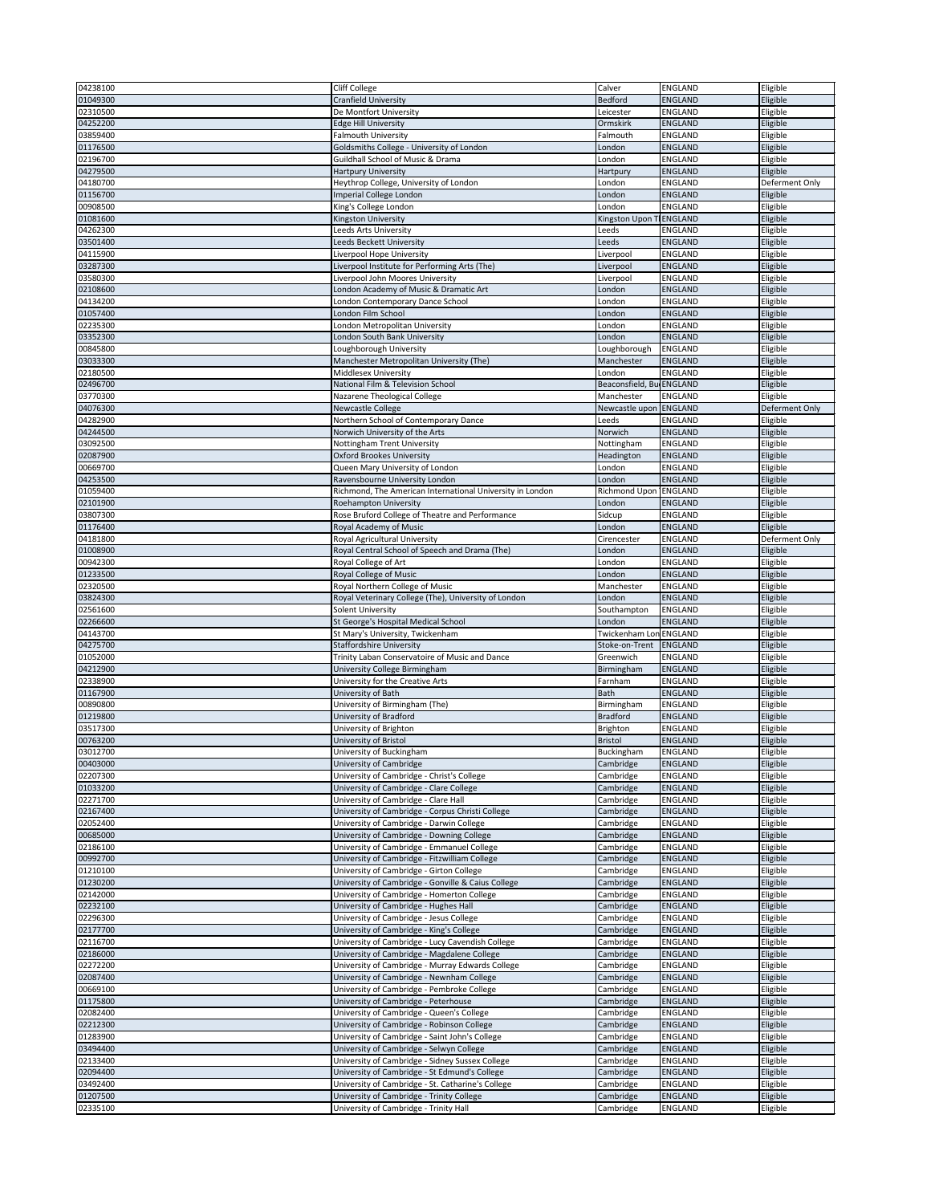| | | | | |
|---|---|---|---|---|
| 04238100 | Cliff College | Calver | ENGLAND | Eligible |
| 01049300 | Cranfield University | Bedford | ENGLAND | Eligible |
| 02310500 | De Montfort University | Leicester | ENGLAND | Eligible |
| 04252200 | Edge Hill University | Ormskirk | ENGLAND | Eligible |
| 03859400 | Falmouth University | Falmouth | ENGLAND | Eligible |
| 01176500 | Goldsmiths College - University of London | London | ENGLAND | Eligible |
| 02196700 | Guildhall School of Music & Drama | London | ENGLAND | Eligible |
| 04279500 | Hartpury University | Hartpury | ENGLAND | Eligible |
| 04180700 | Heythrop College, University of London | London | ENGLAND | Deferment Only |
| 01156700 | Imperial College London | London | ENGLAND | Eligible |
| 00908500 | King's College London | London | ENGLAND | Eligible |
| 01081600 | Kingston University | Kingston Upon T | ENGLAND | Eligible |
| 04262300 | Leeds Arts University | Leeds | ENGLAND | Eligible |
| 03501400 | Leeds Beckett University | Leeds | ENGLAND | Eligible |
| 04115900 | Liverpool Hope University | Liverpool | ENGLAND | Eligible |
| 03287300 | Liverpool Institute for Performing Arts (The) | Liverpool | ENGLAND | Eligible |
| 03580300 | Liverpool John Moores University | Liverpool | ENGLAND | Eligible |
| 02108600 | London Academy of Music & Dramatic Art | London | ENGLAND | Eligible |
| 04134200 | London Contemporary Dance School | London | ENGLAND | Eligible |
| 01057400 | London Film School | London | ENGLAND | Eligible |
| 02235300 | London Metropolitan University | London | ENGLAND | Eligible |
| 03352300 | London South Bank University | London | ENGLAND | Eligible |
| 00845800 | Loughborough University | Loughborough | ENGLAND | Eligible |
| 03033300 | Manchester Metropolitan University (The) | Manchester | ENGLAND | Eligible |
| 02180500 | Middlesex University | London | ENGLAND | Eligible |
| 02496700 | National Film & Television School | Beaconsfield, Bu | ENGLAND | Eligible |
| 03770300 | Nazarene Theological College | Manchester | ENGLAND | Eligible |
| 04076300 | Newcastle College | Newcastle upon | ENGLAND | Deferment Only |
| 04282900 | Northern School of Contemporary Dance | Leeds | ENGLAND | Eligible |
| 04244500 | Norwich University of the Arts | Norwich | ENGLAND | Eligible |
| 03092500 | Nottingham Trent University | Nottingham | ENGLAND | Eligible |
| 02087900 | Oxford Brookes University | Headington | ENGLAND | Eligible |
| 00669700 | Queen Mary University of London | London | ENGLAND | Eligible |
| 04253500 | Ravensbourne University London | London | ENGLAND | Eligible |
| 01059400 | Richmond, The American International University in London | Richmond Upon | ENGLAND | Eligible |
| 02101900 | Roehampton University | London | ENGLAND | Eligible |
| 03807300 | Rose Bruford College of Theatre and Performance | Sidcup | ENGLAND | Eligible |
| 01176400 | Royal Academy of Music | London | ENGLAND | Eligible |
| 04181800 | Royal Agricultural University | Cirencester | ENGLAND | Deferment Only |
| 01008900 | Royal Central School of Speech and Drama (The) | London | ENGLAND | Eligible |
| 00942300 | Royal College of Art | London | ENGLAND | Eligible |
| 01233500 | Royal College of Music | London | ENGLAND | Eligible |
| 02320500 | Royal Northern College of Music | Manchester | ENGLAND | Eligible |
| 03824300 | Royal Veterinary College (The), University of London | London | ENGLAND | Eligible |
| 02561600 | Solent University | Southampton | ENGLAND | Eligible |
| 02266600 | St George's Hospital Medical School | London | ENGLAND | Eligible |
| 04143700 | St Mary's University, Twickenham | Twickenham Lon | ENGLAND | Eligible |
| 04275700 | Staffordshire University | Stoke-on-Trent | ENGLAND | Eligible |
| 01052000 | Trinity Laban Conservatoire of Music and Dance | Greenwich | ENGLAND | Eligible |
| 04212900 | University College Birmingham | Birmingham | ENGLAND | Eligible |
| 02338900 | University for the Creative Arts | Farnham | ENGLAND | Eligible |
| 01167900 | University of Bath | Bath | ENGLAND | Eligible |
| 00890800 | University of Birmingham (The) | Birmingham | ENGLAND | Eligible |
| 01219800 | University of Bradford | Bradford | ENGLAND | Eligible |
| 03517300 | University of Brighton | Brighton | ENGLAND | Eligible |
| 00763200 | University of Bristol | Bristol | ENGLAND | Eligible |
| 03012700 | University of Buckingham | Buckingham | ENGLAND | Eligible |
| 00403000 | University of Cambridge | Cambridge | ENGLAND | Eligible |
| 02207300 | University of Cambridge - Christ's College | Cambridge | ENGLAND | Eligible |
| 01033200 | University of Cambridge - Clare College | Cambridge | ENGLAND | Eligible |
| 02271700 | University of Cambridge - Clare Hall | Cambridge | ENGLAND | Eligible |
| 02167400 | University of Cambridge - Corpus Christi College | Cambridge | ENGLAND | Eligible |
| 02052400 | University of Cambridge - Darwin College | Cambridge | ENGLAND | Eligible |
| 00685000 | University of Cambridge - Downing College | Cambridge | ENGLAND | Eligible |
| 02186100 | University of Cambridge - Emmanuel College | Cambridge | ENGLAND | Eligible |
| 00992700 | University of Cambridge - Fitzwilliam College | Cambridge | ENGLAND | Eligible |
| 01210100 | University of Cambridge - Girton College | Cambridge | ENGLAND | Eligible |
| 01230200 | University of Cambridge - Gonville & Caius College | Cambridge | ENGLAND | Eligible |
| 02142000 | University of Cambridge - Homerton College | Cambridge | ENGLAND | Eligible |
| 02232100 | University of Cambridge - Hughes Hall | Cambridge | ENGLAND | Eligible |
| 02296300 | University of Cambridge - Jesus College | Cambridge | ENGLAND | Eligible |
| 02177700 | University of Cambridge - King's College | Cambridge | ENGLAND | Eligible |
| 02116700 | University of Cambridge - Lucy Cavendish College | Cambridge | ENGLAND | Eligible |
| 02186000 | University of Cambridge - Magdalene College | Cambridge | ENGLAND | Eligible |
| 02272200 | University of Cambridge - Murray Edwards College | Cambridge | ENGLAND | Eligible |
| 02087400 | University of Cambridge - Newnham College | Cambridge | ENGLAND | Eligible |
| 00669100 | University of Cambridge - Pembroke College | Cambridge | ENGLAND | Eligible |
| 01175800 | University of Cambridge - Peterhouse | Cambridge | ENGLAND | Eligible |
| 02082400 | University of Cambridge - Queen's College | Cambridge | ENGLAND | Eligible |
| 02212300 | University of Cambridge - Robinson College | Cambridge | ENGLAND | Eligible |
| 01283900 | University of Cambridge - Saint John's College | Cambridge | ENGLAND | Eligible |
| 03494400 | University of Cambridge - Selwyn College | Cambridge | ENGLAND | Eligible |
| 02133400 | University of Cambridge - Sidney Sussex College | Cambridge | ENGLAND | Eligible |
| 02094400 | University of Cambridge - St Edmund's College | Cambridge | ENGLAND | Eligible |
| 03492400 | University of Cambridge - St. Catharine's College | Cambridge | ENGLAND | Eligible |
| 01207500 | University of Cambridge - Trinity College | Cambridge | ENGLAND | Eligible |
| 02335100 | University of Cambridge - Trinity Hall | Cambridge | ENGLAND | Eligible |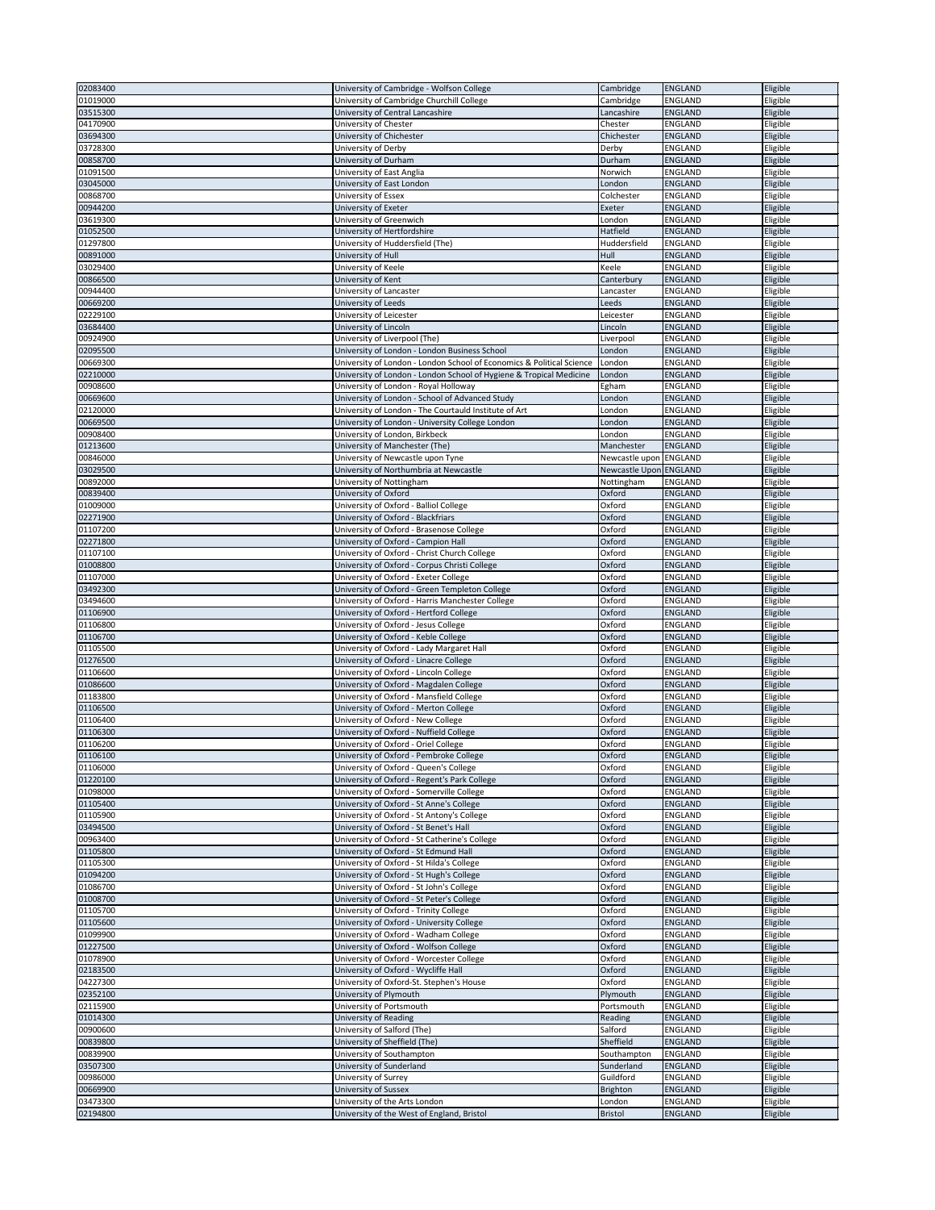| | | | | |
|---|---|---|---|---|
| 02083400 | University of Cambridge - Wolfson College | Cambridge | ENGLAND | Eligible |
| 01019000 | University of Cambridge Churchill College | Cambridge | ENGLAND | Eligible |
| 03515300 | University of Central Lancashire | Lancashire | ENGLAND | Eligible |
| 04170900 | University of Chester | Chester | ENGLAND | Eligible |
| 03694300 | University of Chichester | Chichester | ENGLAND | Eligible |
| 03728300 | University of Derby | Derby | ENGLAND | Eligible |
| 00858700 | University of Durham | Durham | ENGLAND | Eligible |
| 01091500 | University of East Anglia | Norwich | ENGLAND | Eligible |
| 03045000 | University of East London | London | ENGLAND | Eligible |
| 00868700 | University of Essex | Colchester | ENGLAND | Eligible |
| 00944200 | University of Exeter | Exeter | ENGLAND | Eligible |
| 03619300 | University of Greenwich | London | ENGLAND | Eligible |
| 01052500 | University of Hertfordshire | Hatfield | ENGLAND | Eligible |
| 01297800 | University of Huddersfield (The) | Huddersfield | ENGLAND | Eligible |
| 00891000 | University of Hull | Hull | ENGLAND | Eligible |
| 03029400 | University of Keele | Keele | ENGLAND | Eligible |
| 00866500 | University of Kent | Canterbury | ENGLAND | Eligible |
| 00944400 | University of Lancaster | Lancaster | ENGLAND | Eligible |
| 00669200 | University of Leeds | Leeds | ENGLAND | Eligible |
| 02229100 | University of Leicester | Leicester | ENGLAND | Eligible |
| 03684400 | University of Lincoln | Lincoln | ENGLAND | Eligible |
| 00924900 | University of Liverpool (The) | Liverpool | ENGLAND | Eligible |
| 02095500 | University of London - London Business School | London | ENGLAND | Eligible |
| 00669300 | University of London - London School of Economics & Political Science | London | ENGLAND | Eligible |
| 02210000 | University of London - London School of Hygiene & Tropical Medicine | London | ENGLAND | Eligible |
| 00908600 | University of London - Royal Holloway | Egham | ENGLAND | Eligible |
| 00669600 | University of London - School of Advanced Study | London | ENGLAND | Eligible |
| 02120000 | University of London - The Courtauld Institute of Art | London | ENGLAND | Eligible |
| 00669500 | University of London - University College London | London | ENGLAND | Eligible |
| 00908400 | University of London, Birkbeck | London | ENGLAND | Eligible |
| 01213600 | University of Manchester (The) | Manchester | ENGLAND | Eligible |
| 00846000 | University of Newcastle upon Tyne | Newcastle upon | ENGLAND | Eligible |
| 03029500 | University of Northumbria at Newcastle | Newcastle Upon | ENGLAND | Eligible |
| 00892000 | University of Nottingham | Nottingham | ENGLAND | Eligible |
| 00839400 | University of Oxford | Oxford | ENGLAND | Eligible |
| 01009000 | University of Oxford - Balliol College | Oxford | ENGLAND | Eligible |
| 02271900 | University of Oxford - Blackfriars | Oxford | ENGLAND | Eligible |
| 01107200 | University of Oxford - Brasenose College | Oxford | ENGLAND | Eligible |
| 02271800 | University of Oxford - Campion Hall | Oxford | ENGLAND | Eligible |
| 01107100 | University of Oxford - Christ Church College | Oxford | ENGLAND | Eligible |
| 01008800 | University of Oxford - Corpus Christi College | Oxford | ENGLAND | Eligible |
| 01107000 | University of Oxford - Exeter College | Oxford | ENGLAND | Eligible |
| 03492300 | University of Oxford - Green Templeton College | Oxford | ENGLAND | Eligible |
| 03494600 | University of Oxford - Harris Manchester College | Oxford | ENGLAND | Eligible |
| 01106900 | University of Oxford - Hertford College | Oxford | ENGLAND | Eligible |
| 01106800 | University of Oxford - Jesus College | Oxford | ENGLAND | Eligible |
| 01106700 | University of Oxford - Keble College | Oxford | ENGLAND | Eligible |
| 01105500 | University of Oxford - Lady Margaret Hall | Oxford | ENGLAND | Eligible |
| 01276500 | University of Oxford - Linacre College | Oxford | ENGLAND | Eligible |
| 01106600 | University of Oxford - Lincoln College | Oxford | ENGLAND | Eligible |
| 01086600 | University of Oxford - Magdalen College | Oxford | ENGLAND | Eligible |
| 01183800 | University of Oxford - Mansfield College | Oxford | ENGLAND | Eligible |
| 01106500 | University of Oxford - Merton College | Oxford | ENGLAND | Eligible |
| 01106400 | University of Oxford - New College | Oxford | ENGLAND | Eligible |
| 01106300 | University of Oxford - Nuffield College | Oxford | ENGLAND | Eligible |
| 01106200 | University of Oxford - Oriel College | Oxford | ENGLAND | Eligible |
| 01106100 | University of Oxford - Pembroke College | Oxford | ENGLAND | Eligible |
| 01106000 | University of Oxford - Queen's College | Oxford | ENGLAND | Eligible |
| 01220100 | University of Oxford - Regent's Park College | Oxford | ENGLAND | Eligible |
| 01098000 | University of Oxford - Somerville College | Oxford | ENGLAND | Eligible |
| 01105400 | University of Oxford - St Anne's College | Oxford | ENGLAND | Eligible |
| 01105900 | University of Oxford - St Antony's College | Oxford | ENGLAND | Eligible |
| 03494500 | University of Oxford - St Benet's Hall | Oxford | ENGLAND | Eligible |
| 00963400 | University of Oxford - St Catherine's College | Oxford | ENGLAND | Eligible |
| 01105800 | University of Oxford - St Edmund Hall | Oxford | ENGLAND | Eligible |
| 01105300 | University of Oxford - St Hilda's College | Oxford | ENGLAND | Eligible |
| 01094200 | University of Oxford - St Hugh's College | Oxford | ENGLAND | Eligible |
| 01086700 | University of Oxford - St John's College | Oxford | ENGLAND | Eligible |
| 01008700 | University of Oxford - St Peter's College | Oxford | ENGLAND | Eligible |
| 01105700 | University of Oxford - Trinity College | Oxford | ENGLAND | Eligible |
| 01105600 | University of Oxford - University College | Oxford | ENGLAND | Eligible |
| 01099900 | University of Oxford - Wadham College | Oxford | ENGLAND | Eligible |
| 01227500 | University of Oxford - Wolfson College | Oxford | ENGLAND | Eligible |
| 01078900 | University of Oxford - Worcester College | Oxford | ENGLAND | Eligible |
| 02183500 | University of Oxford - Wycliffe Hall | Oxford | ENGLAND | Eligible |
| 04227300 | University of Oxford-St. Stephen's House | Oxford | ENGLAND | Eligible |
| 02352100 | University of Plymouth | Plymouth | ENGLAND | Eligible |
| 02115900 | University of Portsmouth | Portsmouth | ENGLAND | Eligible |
| 01014300 | University of Reading | Reading | ENGLAND | Eligible |
| 00900600 | University of Salford (The) | Salford | ENGLAND | Eligible |
| 00839800 | University of Sheffield (The) | Sheffield | ENGLAND | Eligible |
| 00839900 | University of Southampton | Southampton | ENGLAND | Eligible |
| 03507300 | University of Sunderland | Sunderland | ENGLAND | Eligible |
| 00986000 | University of Surrey | Guildford | ENGLAND | Eligible |
| 00669900 | University of Sussex | Brighton | ENGLAND | Eligible |
| 03473300 | University of the Arts London | London | ENGLAND | Eligible |
| 02194800 | University of the West of England, Bristol | Bristol | ENGLAND | Eligible |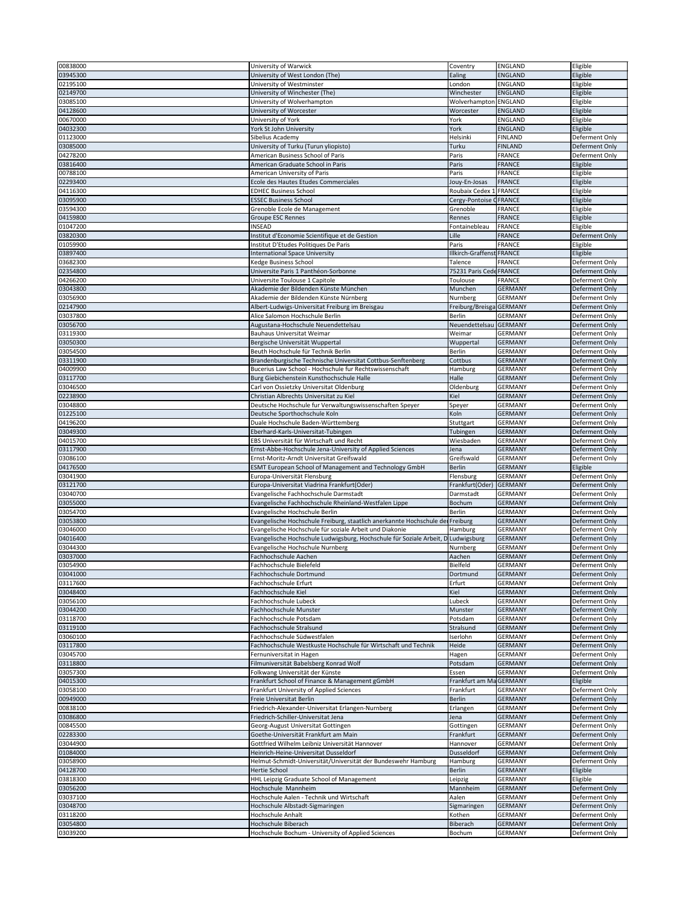| | | | | |
|---|---|---|---|---|
| 00838000 | University of Warwick | Coventry | ENGLAND | Eligible |
| 03945300 | University of West London (The) | Ealing | ENGLAND | Eligible |
| 02195100 | University of Westminster | London | ENGLAND | Eligible |
| 02149700 | University of Winchester (The) | Winchester | ENGLAND | Eligible |
| 03085100 | University of Wolverhampton | Wolverhampton | ENGLAND | Eligible |
| 04128600 | University of Worcester | Worcester | ENGLAND | Eligible |
| 00670000 | University of York | York | ENGLAND | Eligible |
| 04032300 | York St John University | York | ENGLAND | Eligible |
| 01123000 | Sibelius Academy | Helsinki | FINLAND | Deferment Only |
| 03085000 | University of Turku (Turun yliopisto) | Turku | FINLAND | Deferment Only |
| 04278200 | American Business School of Paris | Paris | FRANCE | Deferment Only |
| 03816400 | American Graduate School in Paris | Paris | FRANCE | Eligible |
| 00788100 | American University of Paris | Paris | FRANCE | Eligible |
| 02293400 | Ecole des Hautes Etudes Commerciales | Jouy-En-Josas | FRANCE | Eligible |
| 04116300 | EDHEC Business School | Roubaix Cedex 1 | FRANCE | Eligible |
| 03095900 | ESSEC Business School | Cergy-Pontoise C | FRANCE | Eligible |
| 03594300 | Grenoble Ecole de Management | Grenoble | FRANCE | Eligible |
| 04159800 | Groupe ESC Rennes | Rennes | FRANCE | Eligible |
| 01047200 | INSEAD | Fontainebleau | FRANCE | Eligible |
| 03820300 | Institut d'Economie Scientifique et de Gestion | Lille | FRANCE | Deferment Only |
| 01059900 | Institut D'Etudes Politiques De Paris | Paris | FRANCE | Eligible |
| 03897400 | International Space University | Illkirch-Graffenst | FRANCE | Eligible |
| 03682300 | Kedge Business School | Talence | FRANCE | Deferment Only |
| 02354800 | Universite Paris 1 Panthéon-Sorbonne | 75231 Paris Cede | FRANCE | Deferment Only |
| 04266200 | Universite Toulouse 1 Capitole | Toulouse | FRANCE | Deferment Only |
| 03043800 | Akademie der Bildenden Künste München | Munchen | GERMANY | Deferment Only |
| 03056900 | Akademie der Bildenden Künste Nürnberg | Nurnberg | GERMANY | Deferment Only |
| 02147900 | Albert-Ludwigs-Universitat Freiburg im Breisgau | Freiburg/Breisga | GERMANY | Deferment Only |
| 03037800 | Alice Salomon Hochschule Berlin | Berlin | GERMANY | Deferment Only |
| 03056700 | Augustana-Hochschule Neuendettelsau | Neuendettelsau | GERMANY | Deferment Only |
| 03119300 | Bauhaus Universitat Weimar | Weimar | GERMANY | Deferment Only |
| 03050300 | Bergische Universität Wuppertal | Wuppertal | GERMANY | Deferment Only |
| 03054500 | Beuth Hochschule für Technik Berlin | Berlin | GERMANY | Deferment Only |
| 03311900 | Brandenburgische Technische Universitat Cottbus-Senftenberg | Cottbus | GERMANY | Deferment Only |
| 04009900 | Bucerius Law School - Hochschule fur Rechtswissenschaft | Hamburg | GERMANY | Deferment Only |
| 03117700 | Burg Giebichenstein Kunsthochschule Halle | Halle | GERMANY | Deferment Only |
| 03046500 | Carl von Ossietzky Universitat Oldenburg | Oldenburg | GERMANY | Deferment Only |
| 02238900 | Christian Albrechts Universitat zu Kiel | Kiel | GERMANY | Deferment Only |
| 03048800 | Deutsche Hochschule fur Verwaltungswissenschaften Speyer | Speyer | GERMANY | Deferment Only |
| 01225100 | Deutsche Sporthochschule Koln | Koln | GERMANY | Deferment Only |
| 04196200 | Duale Hochschule Baden-Württemberg | Stuttgart | GERMANY | Deferment Only |
| 03049300 | Eberhard-Karls-Universitat-Tubingen | Tubingen | GERMANY | Deferment Only |
| 04015700 | EBS Universität für Wirtschaft und Recht | Wiesbaden | GERMANY | Deferment Only |
| 03117900 | Ernst-Abbe-Hochschule Jena-University of Applied Sciences | Jena | GERMANY | Deferment Only |
| 03086100 | Ernst-Moritz-Arndt Universitat Greifswald | Greifswald | GERMANY | Deferment Only |
| 04176500 | ESMT European School of Management and Technology GmbH | Berlin | GERMANY | Eligible |
| 03041900 | Europa-Universität Flensburg | Flensburg | GERMANY | Deferment Only |
| 03121700 | Europa-Universitat Viadrina Frankfurt(Oder) | Frankfurt(Oder) | GERMANY | Deferment Only |
| 03040700 | Evangelische Fachhochschule Darmstadt | Darmstadt | GERMANY | Deferment Only |
| 03055000 | Evangelische Fachhochschule Rheinland-Westfalen Lippe | Bochum | GERMANY | Deferment Only |
| 03054700 | Evangelische Hochschule Berlin | Berlin | GERMANY | Deferment Only |
| 03053800 | Evangelische Hochschule Freiburg, staatlich anerkannte Hochschule der | Freiburg | GERMANY | Deferment Only |
| 03046000 | Evangelische Hochschule für soziale Arbeit und Diakonie | Hamburg | GERMANY | Deferment Only |
| 04016400 | Evangelische Hochschule Ludwigsburg, Hochschule für Soziale Arbeit, D | Ludwigsburg | GERMANY | Deferment Only |
| 03044300 | Evangelische Hochschule Nurnberg | Nurnberg | GERMANY | Deferment Only |
| 03037000 | Fachhochschule Aachen | Aachen | GERMANY | Deferment Only |
| 03054900 | Fachhochschule Bielefeld | Bielefeld | GERMANY | Deferment Only |
| 03041000 | Fachhochschule Dortmund | Dortmund | GERMANY | Deferment Only |
| 03117600 | Fachhochschule Erfurt | Erfurt | GERMANY | Deferment Only |
| 03048400 | Fachhochschule Kiel | Kiel | GERMANY | Deferment Only |
| 03056100 | Fachhochschule Lubeck | Lubeck | GERMANY | Deferment Only |
| 03044200 | Fachhochschule Munster | Munster | GERMANY | Deferment Only |
| 03118700 | Fachhochschule Potsdam | Potsdam | GERMANY | Deferment Only |
| 03119100 | Fachhochschule Stralsund | Stralsund | GERMANY | Deferment Only |
| 03060100 | Fachhochschule Südwestfalen | Iserlohn | GERMANY | Deferment Only |
| 03117800 | Fachhochschule Westkuste Hochschule für Wirtschaft und Technik | Heide | GERMANY | Deferment Only |
| 03045700 | Fernuniversitat in Hagen | Hagen | GERMANY | Deferment Only |
| 03118800 | Filmuniversität Babelsberg Konrad Wolf | Potsdam | GERMANY | Deferment Only |
| 03057300 | Folkwang Universität der Künste | Essen | GERMANY | Deferment Only |
| 04015300 | Frankfurt School of Finance & Management gGmbH | Frankfurt am Ma | GERMANY | Eligible |
| 03058100 | Frankfurt University of Applied Sciences | Frankfurt | GERMANY | Deferment Only |
| 00949000 | Freie Universitat Berlin | Berlin | GERMANY | Deferment Only |
| 00838100 | Friedrich-Alexander-Universitat Erlangen-Nurnberg | Erlangen | GERMANY | Deferment Only |
| 03086800 | Friedrich-Schiller-Universitat Jena | Jena | GERMANY | Deferment Only |
| 00845500 | Georg-August Universitat Gottingen | Gottingen | GERMANY | Deferment Only |
| 02283300 | Goethe-Universität Frankfurt am Main | Frankfurt | GERMANY | Deferment Only |
| 03044900 | Gottfried Wilhelm Leibniz Universität Hannover | Hannover | GERMANY | Deferment Only |
| 01084000 | Heinrich-Heine-Universitat Dusseldorf | Dusseldorf | GERMANY | Deferment Only |
| 03058900 | Helmut-Schmidt-Universität/Universität der Bundeswehr Hamburg | Hamburg | GERMANY | Deferment Only |
| 04128700 | Hertie School | Berlin | GERMANY | Eligible |
| 03818300 | HHL Leipzig Graduate School of Management | Leipzig | GERMANY | Eligible |
| 03056200 | Hochschule Mannheim | Mannheim | GERMANY | Deferment Only |
| 03037100 | Hochschule Aalen - Technik und Wirtschaft | Aalen | GERMANY | Deferment Only |
| 03048700 | Hochschule Albstadt-Sigmaringen | Sigmaringen | GERMANY | Deferment Only |
| 03118200 | Hochschule Anhalt | Kothen | GERMANY | Deferment Only |
| 03054800 | Hochschule Biberach | Biberach | GERMANY | Deferment Only |
| 03039200 | Hochschule Bochum - University of Applied Sciences | Bochum | GERMANY | Deferment Only |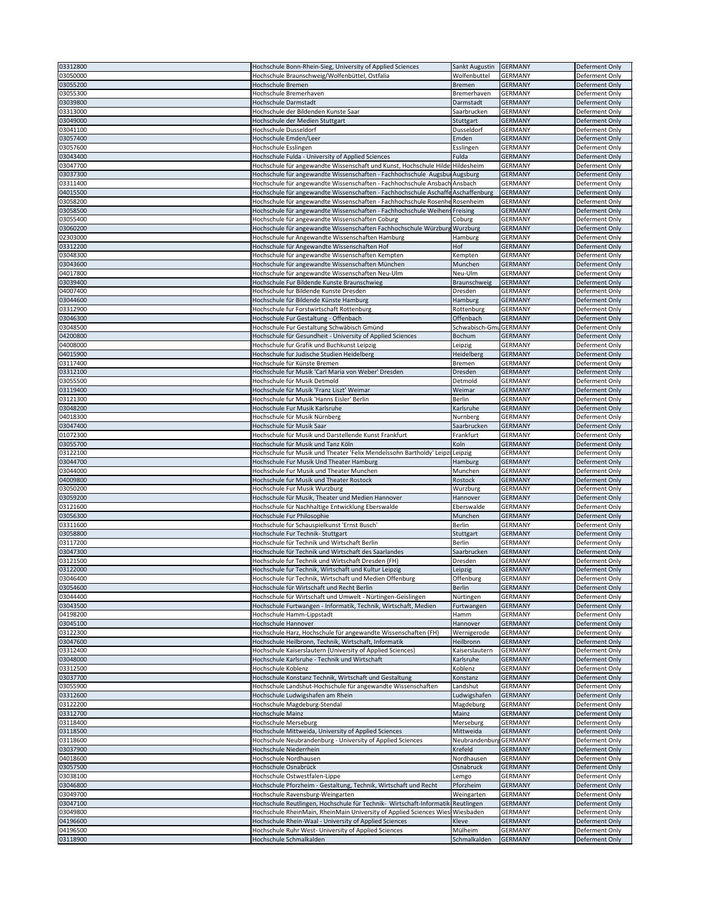| | | | | |
|---|---|---|---|---|
| 03312800 | Hochschule Bonn-Rhein-Sieg, University of Applied Sciences | Sankt Augustin | GERMANY | Deferment Only |
| 03050000 | Hochschule Braunschweig/Wolfenbüttel, Ostfalia | Wolfenbuttel | GERMANY | Deferment Only |
| 03055200 | Hochschule Bremen | Bremen | GERMANY | Deferment Only |
| 03055300 | Hochschule Bremerhaven | Bremerhaven | GERMANY | Deferment Only |
| 03039800 | Hochschule Darmstadt | Darmstadt | GERMANY | Deferment Only |
| 03313000 | Hochschule der Bildenden Kunste Saar | Saarbrucken | GERMANY | Deferment Only |
| 03049000 | Hochschule der Medien Stuttgart | Stuttgart | GERMANY | Deferment Only |
| 03041100 | Hochschule Dusseldorf | Dusseldorf | GERMANY | Deferment Only |
| 03057400 | Hochschule Emden/Leer | Emden | GERMANY | Deferment Only |
| 03057600 | Hochschule Esslingen | Esslingen | GERMANY | Deferment Only |
| 03043400 | Hochschule Fulda - University of Applied Sciences | Fulda | GERMANY | Deferment Only |
| 03047700 | Hochschule für angewandte Wissenschaft und Kunst, Hochschule Hildes | Hildesheim | GERMANY | Deferment Only |
| 03037300 | Hochschule für angewandte Wissenschaften - Fachhochschule Augsbu | Augsburg | GERMANY | Deferment Only |
| 03311400 | Hochschule für angewandte Wissenschaften - Fachhochschule Ansbach | Ansbach | GERMANY | Deferment Only |
| 04015500 | Hochschule für angewandte Wissenschaften - Fachhochschule Aschaffe | Aschaffenburg | GERMANY | Deferment Only |
| 03058200 | Hochschule für angewandte Wissenschaften - Fachhochschule Rosenhe | Rosenheim | GERMANY | Deferment Only |
| 03058500 | Hochschule für angewandte Wissenschaften - Fachhochschule Weihens | Freising | GERMANY | Deferment Only |
| 03055400 | Hochschule für angewandte Wissenschaften Coburg | Coburg | GERMANY | Deferment Only |
| 03060200 | Hochschule für angewandte Wissenschaften Fachhochschule Würzburg | Wurzburg | GERMANY | Deferment Only |
| 02303000 | Hochschule fur Angewandte Wissenschaften Hamburg | Hamburg | GERMANY | Deferment Only |
| 03312200 | Hochschule für Angewandte Wissenschaften Hof | Hof | GERMANY | Deferment Only |
| 03048300 | Hochschule für angewandte Wissenschaften Kempten | Kempten | GERMANY | Deferment Only |
| 03043600 | Hochschule für angewandte Wissenschaften München | Munchen | GERMANY | Deferment Only |
| 04017800 | Hochschule für angewandte Wissenschaften Neu-Ulm | Neu-Ulm | GERMANY | Deferment Only |
| 03039400 | Hochschule Fur Bildende Kunste Braunschweig | Braunschweig | GERMANY | Deferment Only |
| 04007400 | Hochschule fur Bildende Kunste Dresden | Dresden | GERMANY | Deferment Only |
| 03044600 | Hochschule für Bildende Künste Hamburg | Hamburg | GERMANY | Deferment Only |
| 03312900 | Hochschule fur Forstwirtschaft Rottenburg | Rottenburg | GERMANY | Deferment Only |
| 03046300 | Hochschule Fur Gestaltung - Offenbach | Offenbach | GERMANY | Deferment Only |
| 03048500 | Hochschule Fur Gestaltung Schwäbisch Gmünd | Schwabisch-Gmu | GERMANY | Deferment Only |
| 04200800 | Hochschule für Gesundheit - University of Applied Sciences | Bochum | GERMANY | Deferment Only |
| 04008000 | Hochschule fur Grafik und Buchkunst Leipzig | Leipzig | GERMANY | Deferment Only |
| 04015900 | Hochschule fur Judische Studien Heidelberg | Heidelberg | GERMANY | Deferment Only |
| 03117400 | Hochschule für Künste Bremen | Bremen | GERMANY | Deferment Only |
| 03312100 | Hochschule fur Musik 'Carl Maria von Weber' Dresden | Dresden | GERMANY | Deferment Only |
| 03055500 | Hochschule für Musik Detmold | Detmold | GERMANY | Deferment Only |
| 03119400 | Hochschule für Musik 'Franz Liszt' Weimar | Weimar | GERMANY | Deferment Only |
| 03121300 | Hochschule fur Musik 'Hanns Eisler' Berlin | Berlin | GERMANY | Deferment Only |
| 03048200 | Hochschule Fur Musik Karlsruhe | Karlsruhe | GERMANY | Deferment Only |
| 04018300 | Hochschule für Musik Nürnberg | Nurnberg | GERMANY | Deferment Only |
| 03047400 | Hochschule für Musik Saar | Saarbrucken | GERMANY | Deferment Only |
| 01072300 | Hochschule für Musik und Darstellende Kunst Frankfurt | Frankfurt | GERMANY | Deferment Only |
| 03055700 | Hochschule für Musik und Tanz Köln | Koln | GERMANY | Deferment Only |
| 03122100 | Hochschule für Musik und Theater 'Felix Mendelssohn Bartholdy' Leipzi | Leipzig | GERMANY | Deferment Only |
| 03044700 | Hochschule Fur Musik Und Theater Hamburg | Hamburg | GERMANY | Deferment Only |
| 03044000 | Hochschule Fur Musik und Theater Munchen | Munchen | GERMANY | Deferment Only |
| 04009800 | Hochschule fur Musik und Theater Rostock | Rostock | GERMANY | Deferment Only |
| 03050200 | Hochschule Fur Musik Wurzburg | Wurzburg | GERMANY | Deferment Only |
| 03059200 | Hochschule für Musik, Theater und Medien Hannover | Hannover | GERMANY | Deferment Only |
| 03121600 | Hochschule für Nachhaltige Entwicklung Eberswalde | Eberswalde | GERMANY | Deferment Only |
| 03056300 | Hochschule Fur Philosophie | Munchen | GERMANY | Deferment Only |
| 03311600 | Hochschule für Schauspielkunst 'Ernst Busch' | Berlin | GERMANY | Deferment Only |
| 03058800 | Hochschule Fur Technik- Stuttgart | Stuttgart | GERMANY | Deferment Only |
| 03117200 | Hochschule für Technik und Wirtschaft Berlin | Berlin | GERMANY | Deferment Only |
| 03047300 | Hochschule für Technik und Wirtschaft des Saarlandes | Saarbrucken | GERMANY | Deferment Only |
| 03121500 | Hochschule fur Technik und Wirtschaft Dresden (FH) | Dresden | GERMANY | Deferment Only |
| 03122000 | Hochschule fur Technik, Wirtschaft und Kultur Leipzig | Leipzig | GERMANY | Deferment Only |
| 03046400 | Hochschule für Technik, Wirtschaft und Medien Offenburg | Offenburg | GERMANY | Deferment Only |
| 03054600 | Hochschule für Wirtschaft und Recht Berlin | Berlin | GERMANY | Deferment Only |
| 03044400 | Hochschule für Wirtschaft und Umwelt - Nürtingen-Geislingen | Nürtingen | GERMANY | Deferment Only |
| 03043500 | Hochschule Furtwangen - Informatik, Technik, Wirtschaft, Medien | Furtwangen | GERMANY | Deferment Only |
| 04198200 | Hochschule Hamm-Lippstadt | Hamm | GERMANY | Deferment Only |
| 03045100 | Hochschule Hannover | Hannover | GERMANY | Deferment Only |
| 03122300 | Hochschule Harz, Hochschule für angewandte Wissenschaften (FH) | Wernigerode | GERMANY | Deferment Only |
| 03047600 | Hochschule Heilbronn, Technik, Wirtschaft, Informatik | Heilbronn | GERMANY | Deferment Only |
| 03312400 | Hochschule Kaiserslautern (University of Applied Sciences) | Kaiserslautern | GERMANY | Deferment Only |
| 03048000 | Hochschule Karlsruhe - Technik und Wirtschaft | Karlsruhe | GERMANY | Deferment Only |
| 03312500 | Hochschule Koblenz | Koblenz | GERMANY | Deferment Only |
| 03037700 | Hochschule Konstanz Technik, Wirtschaft und Gestaltung | Konstanz | GERMANY | Deferment Only |
| 03055900 | Hochschule Landshut-Hochschule für angewandte Wissenschaften | Landshut | GERMANY | Deferment Only |
| 03312600 | Hochschule Ludwigshafen am Rhein | Ludwigshafen | GERMANY | Deferment Only |
| 03122200 | Hochschule Magdeburg-Stendal | Magdeburg | GERMANY | Deferment Only |
| 03312700 | Hochschule Mainz | Mainz | GERMANY | Deferment Only |
| 03118400 | Hochschule Merseburg | Merseburg | GERMANY | Deferment Only |
| 03118500 | Hochschule Mittweida, University of Applied Sciences | Mittweida | GERMANY | Deferment Only |
| 03118600 | Hochschule Neubrandenburg - University of Applied Sciences | Neubrandenburg | GERMANY | Deferment Only |
| 03037900 | Hochschule Niederrhein | Krefeld | GERMANY | Deferment Only |
| 04018600 | Hochschule Nordhausen | Nordhausen | GERMANY | Deferment Only |
| 03057500 | Hochschule Osnabrück | Osnabruck | GERMANY | Deferment Only |
| 03038100 | Hochschule Ostwestfalen-Lippe | Lemgo | GERMANY | Deferment Only |
| 03046800 | Hochschule Pforzheim - Gestaltung, Technik, Wirtschaft und Recht | Pforzheim | GERMANY | Deferment Only |
| 03049700 | Hochschule Ravensburg-Weingarten | Weingarten | GERMANY | Deferment Only |
| 03047100 | Hochschule Reutlingen, Hochschule für Technik- Wirtschaft-Informatik | Reutlingen | GERMANY | Deferment Only |
| 03049800 | Hochschule RheinMain, RheinMain University of Applied Sciences Wies | Wiesbaden | GERMANY | Deferment Only |
| 04196600 | Hochschule Rhein-Waal - University of Applied Sciences | Kleve | GERMANY | Deferment Only |
| 04196500 | Hochschule Ruhr West- University of Applied Sciences | Mülheim | GERMANY | Deferment Only |
| 03118900 | Hochschule Schmalkalden | Schmalkalden | GERMANY | Deferment Only |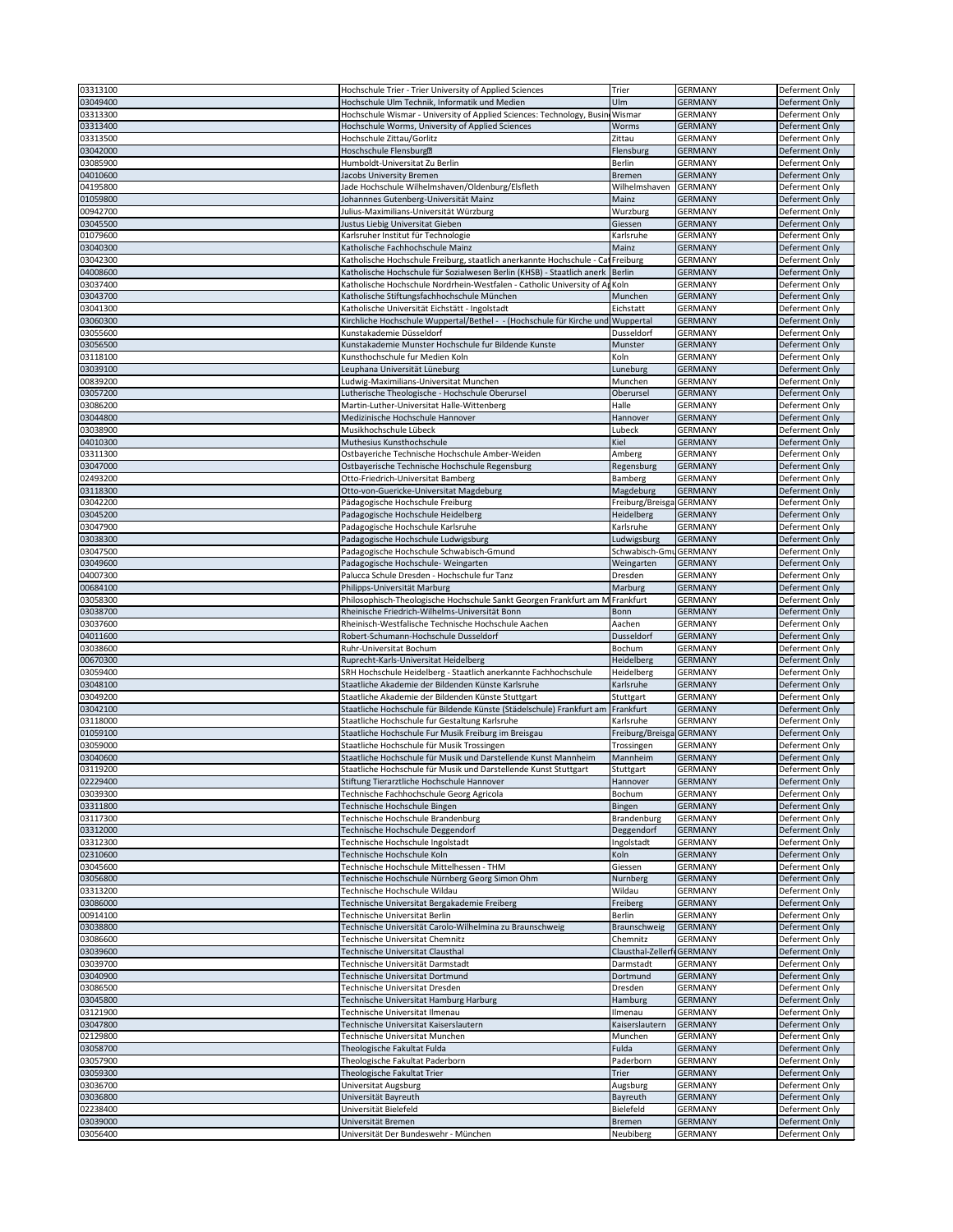| 03313100 | Hochschule Trier - Trier University of Applied Sciences | Trier | GERMANY | Deferment Only |
|---|---|---|---|---|
| 03049400 | Hochschule Ulm Technik, Informatik und Medien | Ulm | GERMANY | Deferment Only |
| 03313300 | Hochschule Wismar - University of Applied Sciences: Technology, Busin | Wismar | GERMANY | Deferment Only |
| 03313400 | Hochschule Worms, University of Applied Sciences | Worms | GERMANY | Deferment Only |
| 03313500 | Hochschule Zittau/Gorlitz | Zittau | GERMANY | Deferment Only |
| 03042000 | Hoschschule Flensburg? | Flensburg | GERMANY | Deferment Only |
| 03085900 | Humboldt-Universitat Zu Berlin | Berlin | GERMANY | Deferment Only |
| 04010600 | Jacobs University Bremen | Bremen | GERMANY | Deferment Only |
| 04195800 | Jade Hochschule Wilhelmshaven/Oldenburg/Elsfleth | Wilhelmshaven | GERMANY | Deferment Only |
| 01059800 | Johannnes Gutenberg-Universität Mainz | Mainz | GERMANY | Deferment Only |
| 00942700 | Julius-Maximilians-Universität Würzburg | Wurzburg | GERMANY | Deferment Only |
| 03045500 | Justus Liebig Universitat Gieben | Giessen | GERMANY | Deferment Only |
| 01079600 | Karlsruher Institut für Technologie | Karlsruhe | GERMANY | Deferment Only |
| 03040300 | Katholische Fachhochschule Mainz | Mainz | GERMANY | Deferment Only |
| 03042300 | Katholische Hochschule Freiburg, staatlich anerkannte Hochschule - Cat | Freiburg | GERMANY | Deferment Only |
| 04008600 | Katholische Hochschule für Sozialwesen Berlin (KHSB) - Staatlich anerk | Berlin | GERMANY | Deferment Only |
| 03037400 | Katholische Hochschule Nordrhein-Westfalen - Catholic University of Ap | Koln | GERMANY | Deferment Only |
| 03043700 | Katholische Stiftungsfachhochschule München | Munchen | GERMANY | Deferment Only |
| 03041300 | Katholische Universität Eichstätt - Ingolstadt | Eichstatt | GERMANY | Deferment Only |
| 03060300 | Kirchliche Hochschule Wuppertal/Bethel - - (Hochschule für Kirche und | Wuppertal | GERMANY | Deferment Only |
| 03055600 | Kunstakademie Düsseldorf | Dusseldorf | GERMANY | Deferment Only |
| 03056500 | Kunstakademie Munster Hochschule fur Bildende Kunste | Munster | GERMANY | Deferment Only |
| 03118100 | Kunsthochschule fur Medien Koln | Koln | GERMANY | Deferment Only |
| 03039100 | Leuphana Universität Lüneburg | Luneburg | GERMANY | Deferment Only |
| 00839200 | Ludwig-Maximilians-Universitat Munchen | Munchen | GERMANY | Deferment Only |
| 03057200 | Lutherische Theologische - Hochschule Oberursel | Oberursel | GERMANY | Deferment Only |
| 03086200 | Martin-Luther-Universitat Halle-Wittenberg | Halle | GERMANY | Deferment Only |
| 03044800 | Medizinische Hochschule Hannover | Hannover | GERMANY | Deferment Only |
| 03038900 | Musikhochschule Lübeck | Lubeck | GERMANY | Deferment Only |
| 04010300 | Muthesius Kunsthochschule | Kiel | GERMANY | Deferment Only |
| 03311300 | Ostbayeriche Technische Hochschule Amber-Weiden | Amberg | GERMANY | Deferment Only |
| 03047000 | Ostbayerische Technische Hochschule Regensburg | Regensburg | GERMANY | Deferment Only |
| 02493200 | Otto-Friedrich-Universitat Bamberg | Bamberg | GERMANY | Deferment Only |
| 03118300 | Otto-von-Guericke-Universitat Magdeburg | Magdeburg | GERMANY | Deferment Only |
| 03042200 | Pädagogische Hochschule Freiburg | Freiburg/Breisga | GERMANY | Deferment Only |
| 03045200 | Padagogische Hochschule Heidelberg | Heidelberg | GERMANY | Deferment Only |
| 03047900 | Padagogische Hochschule Karlsruhe | Karlsruhe | GERMANY | Deferment Only |
| 03038300 | Padagogische Hochschule Ludwigsburg | Ludwigsburg | GERMANY | Deferment Only |
| 03047500 | Padagogische Hochschule Schwabisch-Gmund | Schwabisch-Gmu | GERMANY | Deferment Only |
| 03049600 | Padagogische Hochschule- Weingarten | Weingarten | GERMANY | Deferment Only |
| 04007300 | Palucca Schule Dresden - Hochschule fur Tanz | Dresden | GERMANY | Deferment Only |
| 00684100 | Philipps-Universität Marburg | Marburg | GERMANY | Deferment Only |
| 03058300 | Philosophisch-Theologische Hochschule Sankt Georgen Frankfurt am M | Frankfurt | GERMANY | Deferment Only |
| 03038700 | Rheinische Friedrich-Wilhelms-Universität Bonn | Bonn | GERMANY | Deferment Only |
| 03037600 | Rheinisch-Westfalische Technische Hochschule Aachen | Aachen | GERMANY | Deferment Only |
| 04011600 | Robert-Schumann-Hochschule Dusseldorf | Dusseldorf | GERMANY | Deferment Only |
| 03038600 | Ruhr-Universitat Bochum | Bochum | GERMANY | Deferment Only |
| 00670300 | Ruprecht-Karls-Universitat Heidelberg | Heidelberg | GERMANY | Deferment Only |
| 03059400 | SRH Hochschule Heidelberg - Staatlich anerkannte Fachhochschule | Heidelberg | GERMANY | Deferment Only |
| 03048100 | Staatliche Akademie der Bildenden Künste Karlsruhe | Karlsruhe | GERMANY | Deferment Only |
| 03049200 | Staatliche Akademie der Bildenden Künste Stuttgart | Stuttgart | GERMANY | Deferment Only |
| 03042100 | Staatliche Hochschule für Bildende Künste (Städelschule) Frankfurt am | Frankfurt | GERMANY | Deferment Only |
| 03118000 | Staatliche Hochschule fur Gestaltung Karlsruhe | Karlsruhe | GERMANY | Deferment Only |
| 01059100 | Staatliche Hochschule Fur Musik Freiburg im Breisgau | Freiburg/Breisga | GERMANY | Deferment Only |
| 03059000 | Staatliche Hochschule für Musik Trossingen | Trossingen | GERMANY | Deferment Only |
| 03040600 | Staatliche Hochschule für Musik und Darstellende Kunst Mannheim | Mannheim | GERMANY | Deferment Only |
| 03119200 | Staatliche Hochschule für Musik und Darstellende Kunst Stuttgart | Stuttgart | GERMANY | Deferment Only |
| 02229400 | Stiftung Tierarztliche Hochschule Hannover | Hannover | GERMANY | Deferment Only |
| 03039300 | Technische Fachhochschule Georg Agricola | Bochum | GERMANY | Deferment Only |
| 03311800 | Technische Hochschule Bingen | Bingen | GERMANY | Deferment Only |
| 03117300 | Technische Hochschule Brandenburg | Brandenburg | GERMANY | Deferment Only |
| 03312000 | Technische Hochschule Deggendorf | Deggendorf | GERMANY | Deferment Only |
| 03312300 | Technische Hochschule Ingolstadt | Ingolstadt | GERMANY | Deferment Only |
| 02310600 | Technische Hochschule Koln | Koln | GERMANY | Deferment Only |
| 03045600 | Technische Hochschule Mittelhessen - THM | Giessen | GERMANY | Deferment Only |
| 03056800 | Technische Hochschule Nürnberg Georg Simon Ohm | Nurnberg | GERMANY | Deferment Only |
| 03313200 | Technische Hochschule Wildau | Wildau | GERMANY | Deferment Only |
| 03086000 | Technische Universitat Bergakademie Freiberg | Freiberg | GERMANY | Deferment Only |
| 00914100 | Technische Universitat Berlin | Berlin | GERMANY | Deferment Only |
| 03038800 | Technische Universität Carolo-Wilhelmina zu Braunschweig | Braunschweig | GERMANY | Deferment Only |
| 03086600 | Technische Universitat Chemnitz | Chemnitz | GERMANY | Deferment Only |
| 03039600 | Technische Universitat Clausthal | Clausthal-Zellerf | GERMANY | Deferment Only |
| 03039700 | Technische Universität Darmstadt | Darmstadt | GERMANY | Deferment Only |
| 03040900 | Technische Universitat Dortmund | Dortmund | GERMANY | Deferment Only |
| 03086500 | Technische Universitat Dresden | Dresden | GERMANY | Deferment Only |
| 03045800 | Technische Universitat Hamburg Harburg | Hamburg | GERMANY | Deferment Only |
| 03121900 | Technische Universitat Ilmenau | Ilmenau | GERMANY | Deferment Only |
| 03047800 | Technische Universitat Kaiserslautern | Kaiserslautern | GERMANY | Deferment Only |
| 02129800 | Technische Universitat Munchen | Munchen | GERMANY | Deferment Only |
| 03058700 | Theologische Fakultat Fulda | Fulda | GERMANY | Deferment Only |
| 03057900 | Theologische Fakultat Paderborn | Paderborn | GERMANY | Deferment Only |
| 03059300 | Theologische Fakultat Trier | Trier | GERMANY | Deferment Only |
| 03036700 | Universitat Augsburg | Augsburg | GERMANY | Deferment Only |
| 03036800 | Universität Bayreuth | Bayreuth | GERMANY | Deferment Only |
| 02238400 | Universität Bielefeld | Bielefeld | GERMANY | Deferment Only |
| 03039000 | Universität Bremen | Bremen | GERMANY | Deferment Only |
| 03056400 | Universität Der Bundeswehr - München | Neubiberg | GERMANY | Deferment Only |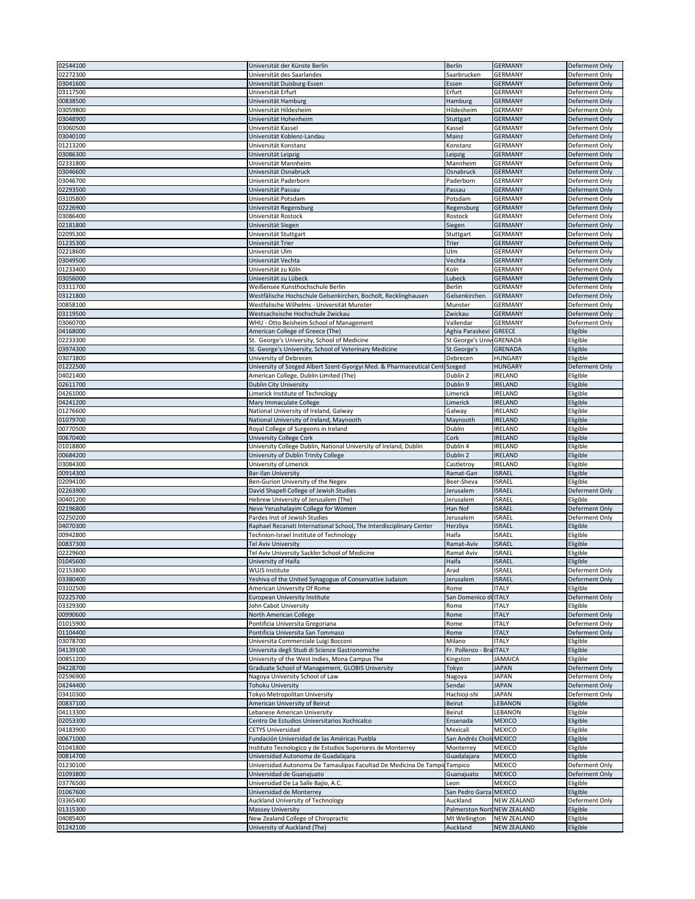| | | | | |
|---|---|---|---|---|
| 02544100 | Universität der Künste Berlin | Berlin | GERMANY | Deferment Only |
| 02272300 | Universität des Saarlandes | Saarbrucken | GERMANY | Deferment Only |
| 03041600 | Universität Duisburg-Essen | Essen | GERMANY | Deferment Only |
| 03117500 | Universität Erfurt | Erfurt | GERMANY | Deferment Only |
| 00838500 | Universität Hamburg | Hamburg | GERMANY | Deferment Only |
| 03059800 | Universität Hildesheim | Hildesheim | GERMANY | Deferment Only |
| 03048900 | Universität Hohenheim | Stuttgart | GERMANY | Deferment Only |
| 03060500 | Universität Kassel | Kassel | GERMANY | Deferment Only |
| 03040100 | Universität Koblenz-Landau | Mainz | GERMANY | Deferment Only |
| 01213200 | Universität Konstanz | Konstanz | GERMANY | Deferment Only |
| 03086300 | Universität Leipzig | Leipzig | GERMANY | Deferment Only |
| 02331800 | Universität Mannheim | Mannheim | GERMANY | Deferment Only |
| 03046600 | Universität Osnabruck | Osnabruck | GERMANY | Deferment Only |
| 03046700 | Universität Paderborn | Paderborn | GERMANY | Deferment Only |
| 02293500 | Universität Passau | Passau | GERMANY | Deferment Only |
| 03105800 | Universität Potsdam | Potsdam | GERMANY | Deferment Only |
| 02226900 | Universität Regensburg | Regensburg | GERMANY | Deferment Only |
| 03086400 | Universität Rostock | Rostock | GERMANY | Deferment Only |
| 02181800 | Universität Siegen | Siegen | GERMANY | Deferment Only |
| 02095300 | Universität Stuttgart | Stuttgart | GERMANY | Deferment Only |
| 01235300 | Universität Trier | Trier | GERMANY | Deferment Only |
| 02218600 | Universität Ulm | Ulm | GERMANY | Deferment Only |
| 03049500 | Universität Vechta | Vechta | GERMANY | Deferment Only |
| 01233400 | Universität zu Köln | Koln | GERMANY | Deferment Only |
| 03056000 | Universität zu Lübeck | Lubeck | GERMANY | Deferment Only |
| 03311700 | Weißensee Kunsthochschule Berlin | Berlin | GERMANY | Deferment Only |
| 03121800 | Westfälische Hochschule Gelsenkirchen, Bocholt, Recklinghausen | Gelsenkirchen | GERMANY | Deferment Only |
| 00858100 | Westfalische Wilhelms - Universität Munster | Munster | GERMANY | Deferment Only |
| 03119500 | Westsachsische Hochschule Zwickau | Zwickau | GERMANY | Deferment Only |
| 03060700 | WHU - Otto Beisheim School of Management | Vallendar | GERMANY | Deferment Only |
| 04168000 | American College of Greece (The) | Aghia Paraskevi | GREECE | Eligible |
| 02233300 | St. George's University, School of Medicine | St George's Univ | GRENADA | Eligible |
| 03974300 | St. George's University, School of Veterinary Medicine | St.George's | GRENADA | Eligible |
| 03073800 | University of Debrecen | Debrecen | HUNGARY | Eligible |
| 01222500 | University of Szeged Albert Szent-Gyorgyi Med. & Pharmaceutical Cent | Szeged | HUNGARY | Deferment Only |
| 04021400 | American College, Dublin Limited (The) | Dublin 2 | IRELAND | Eligible |
| 02611700 | Dublin City University | Dublin 9 | IRELAND | Eligible |
| 04261000 | Limerick Institute of Technology | Limerick | IRELAND | Eligible |
| 04241200 | Mary Immaculate College | Limerick | IRELAND | Eligible |
| 01276600 | National University of Ireland, Galway | Galway | IRELAND | Eligible |
| 01079700 | National University of Ireland, Maynooth | Maynooth | IRELAND | Eligible |
| 00770500 | Royal College of Surgeons in Ireland | Dublin | IRELAND | Eligible |
| 00670400 | University College Cork | Cork | IRELAND | Eligible |
| 01018800 | University College Dublin, National University of Ireland, Dublin | Dublin 4 | IRELAND | Eligible |
| 00684200 | University of Dublin Trinity College | Dublin 2 | IRELAND | Eligible |
| 03084300 | University of Limerick | Castletroy | IRELAND | Eligible |
| 00914300 | Bar-Ilan University | Ramat-Gan | ISRAEL | Eligible |
| 02094100 | Ben-Gurion University of the Negev | Beer-Sheva | ISRAEL | Eligible |
| 02263900 | David Shapell College of Jewish Studies | Jerusalem | ISRAEL | Deferment Only |
| 00401200 | Hebrew University of Jerusalem (The) | Jerusalem | ISRAEL | Eligible |
| 02196800 | Neve Yerushalayim College for Women | Han Nof | ISRAEL | Deferment Only |
| 02250200 | Pardes Inst of Jewish Studies | Jerusalem | ISRAEL | Deferment Only |
| 04070300 | Raphael Recanati International School, The Interdisciplinary Center | Herzliya | ISRAEL | Eligible |
| 00942800 | Technion-Israel Institute of Technology | Haifa | ISRAEL | Eligible |
| 00837300 | Tel Aviv University | Ramat-Aviv | ISRAEL | Eligible |
| 02229600 | Tel Aviv University Sackler School of Medicine | Ramat Aviv | ISRAEL | Eligible |
| 01045600 | University of Haifa | Haifa | ISRAEL | Eligible |
| 02153800 | WUJS Institute | Arad | ISRAEL | Deferment Only |
| 03380400 | Yeshiva of the United Synagogue of Conservative Judaism | Jerusalem | ISRAEL | Deferment Only |
| 03102500 | American University Of Rome | Rome | ITALY | Eligible |
| 02225700 | European University Institute | San Domenico di | ITALY | Deferment Only |
| 03329300 | John Cabot University | Rome | ITALY | Eligible |
| 00990600 | North American College | Rome | ITALY | Deferment Only |
| 01015900 | Pontificia Universita Gregoriana | Rome | ITALY | Deferment Only |
| 01104400 | Pontificia Universita San Tommaso | Rome | ITALY | Deferment Only |
| 03078700 | Universita Commerciale Luigi Bocconi | Milano | ITALY | Eligible |
| 04139100 | Universita degli Studi di Scienze Gastronomiche | Fr. Pollenzo - Bra | ITALY | Eligible |
| 00851200 | University of the West Indies, Mona Campus The | Kingston | JAMAICA | Eligible |
| 04228700 | Graduate School of Management, GLOBIS University | Tokyo | JAPAN | Deferment Only |
| 02596900 | Nagoya University School of Law | Nagoya | JAPAN | Deferment Only |
| 04244400 | Tohoku University | Sendai | JAPAN | Deferment Only |
| 03410300 | Tokyo Metropolitan University | Hachioji-shi | JAPAN | Deferment Only |
| 00837100 | American University of Beirut | Beirut | LEBANON | Eligible |
| 04113300 | Lebanese American University | Beirut | LEBANON | Eligible |
| 02053300 | Centro De Estudios Universitarios Xochicalco | Ensenada | MEXICO | Eligible |
| 04183900 | CETYS Universidad | Mexicali | MEXICO | Eligible |
| 00671000 | Fundación Universidad de las Américas Puebla | San Andrés Chol | MEXICO | Eligible |
| 01041800 | Instituto Tecnologico y de Estudios Superiores de Monterrey | Monterrey | MEXICO | Eligible |
| 00814700 | Universidad Autonoma de Guadalajara | Guadalajara | MEXICO | Eligible |
| 01230100 | Universidad Autonoma De Tamaulipas Facultad De Medicina De Tampic | Tampico | MEXICO | Deferment Only |
| 01093800 | Universidad de Guanajuato | Guanajuato | MEXICO | Deferment Only |
| 03776500 | Universidad De La Salle Bajio, A.C. | Leon | MEXICO | Eligible |
| 01067600 | Universidad de Monterrey | San Pedro Garza | MEXICO | Eligible |
| 03365400 | Auckland University of Technology | Auckland | NEW ZEALAND | Deferment Only |
| 01315300 | Massey University | Palmerston Nort | NEW ZEALAND | Eligible |
| 04085400 | New Zealand College of Chiropractic | Mt Wellington | NEW ZEALAND | Eligible |
| 01242100 | University of Auckland (The) | Auckland | NEW ZEALAND | Eligible |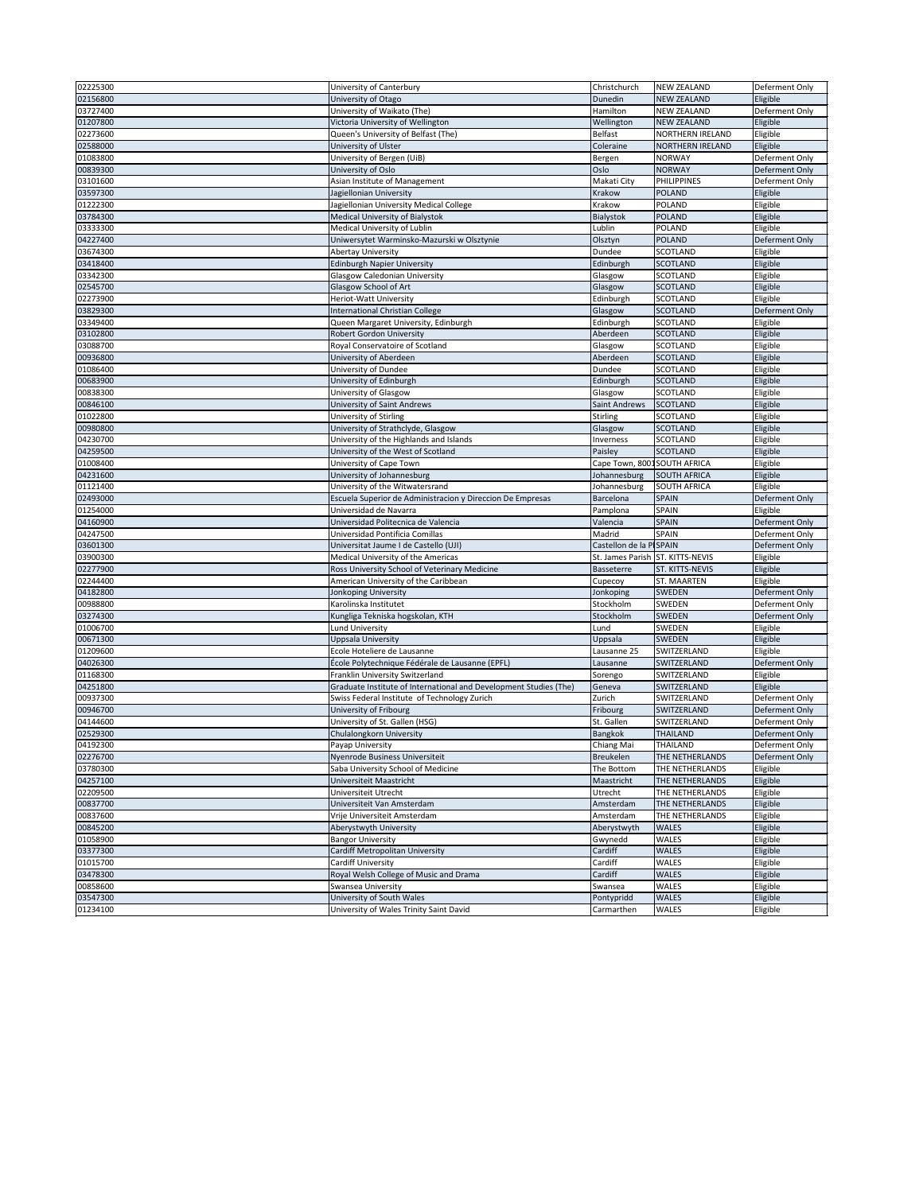| | | | | |
|---|---|---|---|---|
| 02225300 | University of Canterbury | Christchurch | NEW ZEALAND | Deferment Only |
| 02156800 | University of Otago | Dunedin | NEW ZEALAND | Eligible |
| 03727400 | University of Waikato (The) | Hamilton | NEW ZEALAND | Deferment Only |
| 01207800 | Victoria University of Wellington | Wellington | NEW ZEALAND | Eligible |
| 02273600 | Queen's University of Belfast (The) | Belfast | NORTHERN IRELAND | Eligible |
| 02588000 | University of Ulster | Coleraine | NORTHERN IRELAND | Eligible |
| 01083800 | University of Bergen (UiB) | Bergen | NORWAY | Deferment Only |
| 00839300 | University of Oslo | Oslo | NORWAY | Deferment Only |
| 03101600 | Asian Institute of Management | Makati City | PHILIPPINES | Deferment Only |
| 03597300 | Jagiellonian University | Krakow | POLAND | Eligible |
| 01222300 | Jagiellonian University Medical College | Krakow | POLAND | Eligible |
| 03784300 | Medical University of Bialystok | Bialystok | POLAND | Eligible |
| 03333300 | Medical University of Lublin | Lublin | POLAND | Eligible |
| 04227400 | Uniwersytet Warminsko-Mazurski w Olsztynie | Olsztyn | POLAND | Deferment Only |
| 03674300 | Abertay University | Dundee | SCOTLAND | Eligible |
| 03418400 | Edinburgh Napier University | Edinburgh | SCOTLAND | Eligible |
| 03342300 | Glasgow Caledonian University | Glasgow | SCOTLAND | Eligible |
| 02545700 | Glasgow School of Art | Glasgow | SCOTLAND | Eligible |
| 02273900 | Heriot-Watt University | Edinburgh | SCOTLAND | Eligible |
| 03829300 | International Christian College | Glasgow | SCOTLAND | Deferment Only |
| 03349400 | Queen Margaret University, Edinburgh | Edinburgh | SCOTLAND | Eligible |
| 03102800 | Robert Gordon University | Aberdeen | SCOTLAND | Eligible |
| 03088700 | Royal Conservatoire of Scotland | Glasgow | SCOTLAND | Eligible |
| 00936800 | University of Aberdeen | Aberdeen | SCOTLAND | Eligible |
| 01086400 | University of Dundee | Dundee | SCOTLAND | Eligible |
| 00683900 | University of Edinburgh | Edinburgh | SCOTLAND | Eligible |
| 00838300 | University of Glasgow | Glasgow | SCOTLAND | Eligible |
| 00846100 | University of Saint Andrews | Saint Andrews | SCOTLAND | Eligible |
| 01022800 | University of Stirling | Stirling | SCOTLAND | Eligible |
| 00980800 | University of Strathclyde, Glasgow | Glasgow | SCOTLAND | Eligible |
| 04230700 | University of the Highlands and Islands | Inverness | SCOTLAND | Eligible |
| 04259500 | University of the West of Scotland | Paisley | SCOTLAND | Eligible |
| 01008400 | University of Cape Town | Cape Town, 8001 | SOUTH AFRICA | Eligible |
| 04231600 | University of Johannesburg | Johannesburg | SOUTH AFRICA | Eligible |
| 01121400 | University of the Witwatersrand | Johannesburg | SOUTH AFRICA | Eligible |
| 02493000 | Escuela Superior de Administracion y Direccion De Empresas | Barcelona | SPAIN | Deferment Only |
| 01254000 | Universidad de Navarra | Pamplona | SPAIN | Eligible |
| 04160900 | Universidad Politecnica de Valencia | Valencia | SPAIN | Deferment Only |
| 04247500 | Universidad Pontificia Comillas | Madrid | SPAIN | Deferment Only |
| 03601300 | Universitat Jaume I de Castello (UJI) | Castellon de la Pl | SPAIN | Deferment Only |
| 03900300 | Medical University of the Americas | St. James Parish | ST. KITTS-NEVIS | Eligible |
| 02277900 | Ross University School of Veterinary Medicine | Basseterre | ST. KITTS-NEVIS | Eligible |
| 02244400 | American University of the Caribbean | Cupecoy | ST. MAARTEN | Eligible |
| 04182800 | Jonkoping University | Jonkoping | SWEDEN | Deferment Only |
| 00988800 | Karolinska Institutet | Stockholm | SWEDEN | Deferment Only |
| 03274300 | Kungliga Tekniska hogskolan, KTH | Stockholm | SWEDEN | Deferment Only |
| 01006700 | Lund University | Lund | SWEDEN | Eligible |
| 00671300 | Uppsala University | Uppsala | SWEDEN | Eligible |
| 01209600 | Ecole Hoteliere de Lausanne | Lausanne 25 | SWITZERLAND | Eligible |
| 04026300 | École Polytechnique Fédérale de Lausanne (EPFL) | Lausanne | SWITZERLAND | Deferment Only |
| 01168300 | Franklin University Switzerland | Sorengo | SWITZERLAND | Eligible |
| 04251800 | Graduate Institute of International and Development Studies (The) | Geneva | SWITZERLAND | Eligible |
| 00937300 | Swiss Federal Institute of Technology Zurich | Zurich | SWITZERLAND | Deferment Only |
| 00946700 | University of Fribourg | Fribourg | SWITZERLAND | Deferment Only |
| 04144600 | University of St. Gallen (HSG) | St. Gallen | SWITZERLAND | Deferment Only |
| 02529300 | Chulalongkorn University | Bangkok | THAILAND | Deferment Only |
| 04192300 | Payap University | Chiang Mai | THAILAND | Deferment Only |
| 02276700 | Nyenrode Business Universiteit | Breukelen | THE NETHERLANDS | Deferment Only |
| 03780300 | Saba University School of Medicine | The Bottom | THE NETHERLANDS | Eligible |
| 04257100 | Universiteit Maastricht | Maastricht | THE NETHERLANDS | Eligible |
| 02209500 | Universiteit Utrecht | Utrecht | THE NETHERLANDS | Eligible |
| 00837700 | Universiteit Van Amsterdam | Amsterdam | THE NETHERLANDS | Eligible |
| 00837600 | Vrije Universiteit Amsterdam | Amsterdam | THE NETHERLANDS | Eligible |
| 00845200 | Aberystwyth University | Aberystwyth | WALES | Eligible |
| 01058900 | Bangor University | Gwynedd | WALES | Eligible |
| 03377300 | Cardiff Metropolitan University | Cardiff | WALES | Eligible |
| 01015700 | Cardiff University | Cardiff | WALES | Eligible |
| 03478300 | Royal Welsh College of Music and Drama | Cardiff | WALES | Eligible |
| 00858600 | Swansea University | Swansea | WALES | Eligible |
| 03547300 | University of South Wales | Pontypridd | WALES | Eligible |
| 01234100 | University of Wales Trinity Saint David | Carmarthen | WALES | Eligible |